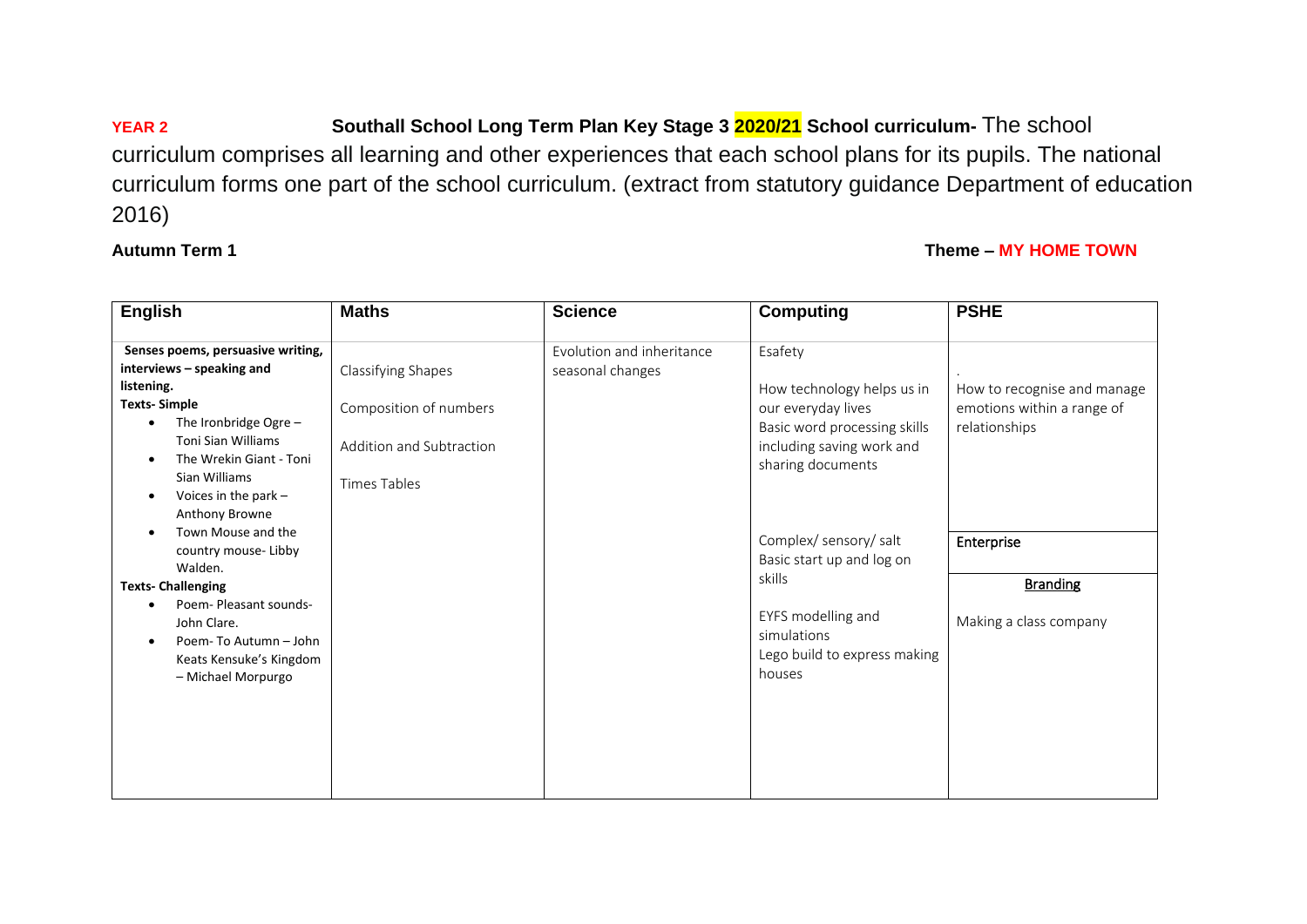**YEAR 2** **Southall School Long Term Plan Key Stage 3 2020/21 School curriculum-** The school curriculum comprises all learning and other experiences that each school plans for its pupils. The national curriculum forms one part of the school curriculum. (extract from statutory guidance Department of education 2016)

**Autumn Term 1** **Theme – MY HOME TOWN**

| English | Maths | Science | Computing | PSHE |
|---|---|---|---|---|
| **Senses poems, persuasive writing, interviews – speaking and listening.**<br>**Texts- Simple**<br>• The Ironbridge Ogre – Toni Sian Williams<br>• The Wrekin Giant - Toni Sian Williams<br>• Voices in the park – Anthony Browne<br>• Town Mouse and the country mouse- Libby Walden.<br>**Texts- Challenging**<br>• Poem- Pleasant sounds- John Clare.<br>• Poem- To Autumn – John Keats Kensuke's Kingdom – Michael Morpurgo | Classifying Shapes<br><br>Composition of numbers<br><br>Addition and Subtraction<br><br>Times Tables | Evolution and inheritance seasonal changes | Esafety<br><br>How technology helps us in our everyday lives<br>Basic word processing skills including saving work and sharing documents<br><br>Complex/ sensory/ salt<br>Basic start up and log on skills<br><br>EYFS modelling and simulations<br>Lego build to express making houses | .<br>How to recognise and manage emotions within a range of relationships<br><br>**Enterprise**<br><br>**Branding**<br><br>Making a class company |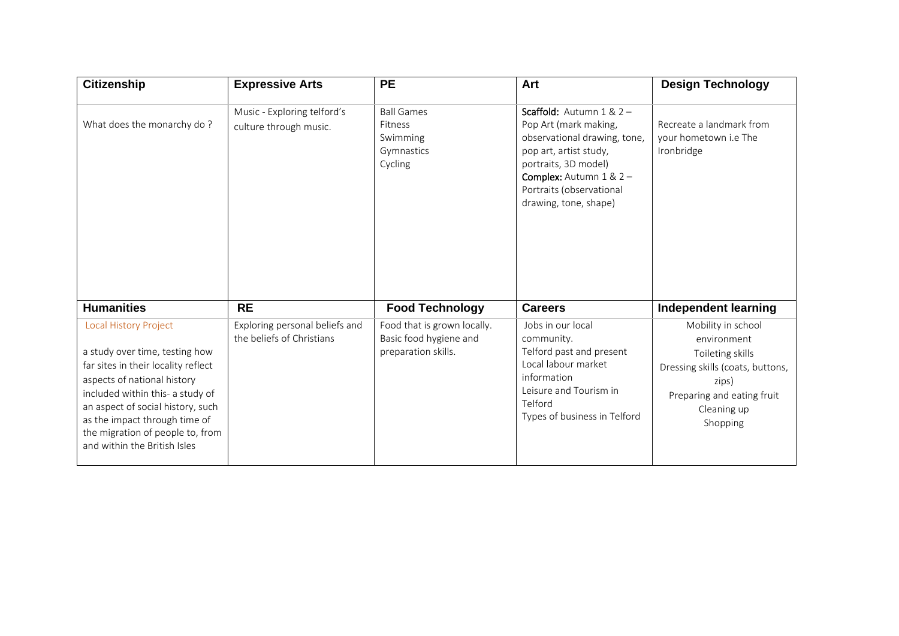| Citizenship | Expressive Arts | PE | Art | Design Technology |
|---|---|---|---|---|
| What does the monarchy do ? | Music - Exploring telford's culture through music. | Ball Games<br>Fitness<br>Swimming<br>Gymnastics<br>Cycling | **Scaffold:** Autumn 1 & 2 – Pop Art (mark making, observational drawing, tone, pop art, artist study, portraits, 3D model)<br>**Complex:** Autumn 1 & 2 – Portraits (observational drawing, tone, shape) | Recreate a landmark from your hometown i.e The Ironbridge |
| **Humanities** | **RE** | **Food Technology** | **Careers** | **Independent learning** |
| Local History Project<br><br>a study over time, testing how far sites in their locality reflect aspects of national history included within this- a study of an aspect of social history, such as the impact through time of the migration of people to, from and within the British Isles | Exploring personal beliefs and the beliefs of Christians | Food that is grown locally. Basic food hygiene and preparation skills. | Jobs in our local community.<br>Telford past and present<br>Local labour market information<br>Leisure and Tourism in Telford<br>Types of business in Telford | Mobility in school environment<br>Toileting skills<br>Dressing skills (coats, buttons, zips)<br>Preparing and eating fruit<br>Cleaning up<br>Shopping |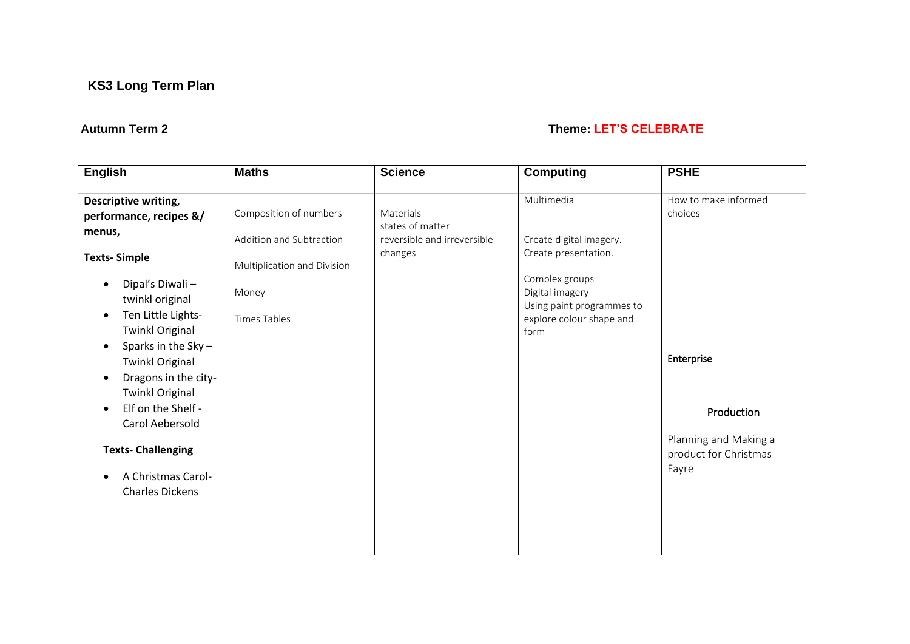# KS3 Long Term Plan

**Autumn Term 2**

**Theme: LET'S CELEBRATE**

| English | Maths | Science | Computing | PSHE |
|---|---|---|---|---|
| **Descriptive writing, performance, recipes &/ menus,**<br><br>**Texts- Simple**<br><br>• Dipal's Diwali – twinkl original<br>• Ten Little Lights- Twinkl Original<br>• Sparks in the Sky – Twinkl Original<br>• Dragons in the city- Twinkl Original<br>• Elf on the Shelf - Carol Aebersold<br><br>**Texts- Challenging**<br><br>• A Christmas Carol- Charles Dickens | Composition of numbers<br><br>Addition and Subtraction<br><br>Multiplication and Division<br><br>Money<br><br>Times Tables | Materials<br>states of matter<br>reversible and irreversible changes | Multimedia<br><br>Create digital imagery.<br>Create presentation.<br><br>Complex groups<br>Digital imagery<br>Using paint programmes to explore colour shape and form | How to make informed choices<br><br>**Enterprise**<br><br><u>Production</u><br><br>Planning and Making a product for Christmas Fayre |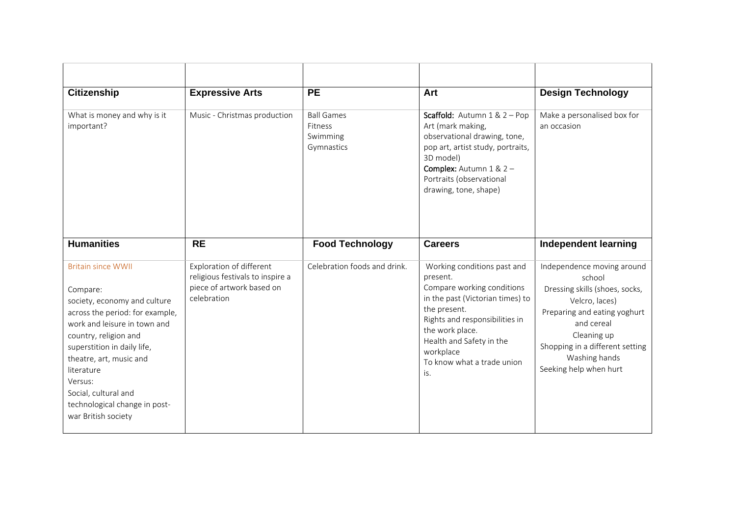| | | | | |
|---|---|---|---|---|
| **Citizenship** | **Expressive Arts** | **PE** | **Art** | **Design Technology** |
| What is money and why is it important? | Music - Christmas production | Ball Games<br>Fitness<br>Swimming<br>Gymnastics | **Scaffold:** Autumn 1 & 2 – Pop Art (mark making, observational drawing, tone, pop art, artist study, portraits, 3D model)<br>**Complex:** Autumn 1 & 2 – Portraits (observational drawing, tone, shape) | Make a personalised box for an occasion |
| **Humanities** | **RE** | **Food Technology** | **Careers** | **Independent learning** |
| Britain since WWII<br><br>Compare:<br>society, economy and culture across the period: for example, work and leisure in town and country, religion and superstition in daily life, theatre, art, music and literature<br>Versus:<br>Social, cultural and technological change in post-war British society | Exploration of different religious festivals to inspire a piece of artwork based on celebration | Celebration foods and drink. | Working conditions past and present.<br>Compare working conditions in the past (Victorian times) to the present.<br>Rights and responsibilities in the work place.<br>Health and Safety in the workplace<br>To know what a trade union is. | Independence moving around school<br>Dressing skills (shoes, socks, Velcro, laces)<br>Preparing and eating yoghurt and cereal<br>Cleaning up<br>Shopping in a different setting<br>Washing hands<br>Seeking help when hurt |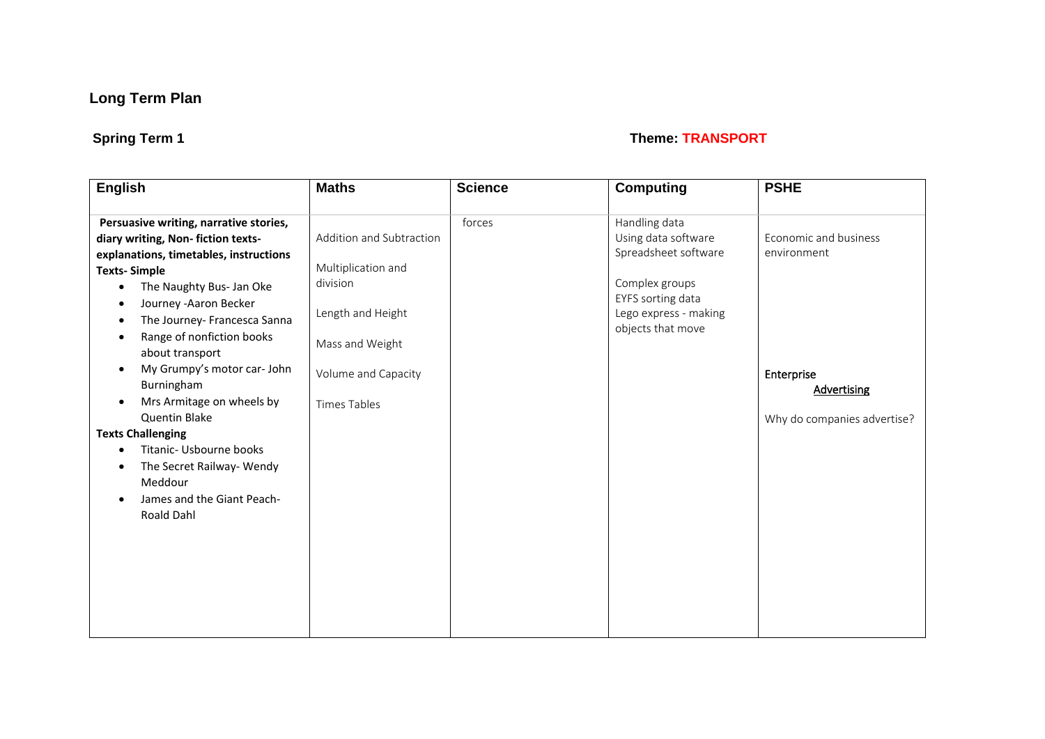# Long Term Plan

**Spring Term 1** **Theme: TRANSPORT**

| English | Maths | Science | Computing | PSHE |
|---|---|---|---|---|
| **Persuasive writing, narrative stories, diary writing, Non- fiction texts- explanations, timetables, instructions**<br>**Texts- Simple**<br>• The Naughty Bus- Jan Oke<br>• Journey -Aaron Becker<br>• The Journey- Francesca Sanna<br>• Range of nonfiction books about transport<br>• My Grumpy's motor car- John Burningham<br>• Mrs Armitage on wheels by Quentin Blake<br>**Texts Challenging**<br>• Titanic- Usbourne books<br>• The Secret Railway- Wendy Meddour<br>• James and the Giant Peach- Roald Dahl | Addition and Subtraction<br><br>Multiplication and division<br><br>Length and Height<br><br>Mass and Weight<br><br>Volume and Capacity<br><br>Times Tables | forces | Handling data<br>Using data software<br>Spreadsheet software<br><br>Complex groups<br>EYFS sorting data<br>Lego express - making objects that move | Economic and business environment<br><br>Enterprise<br>Advertising<br><br>Why do companies advertise? |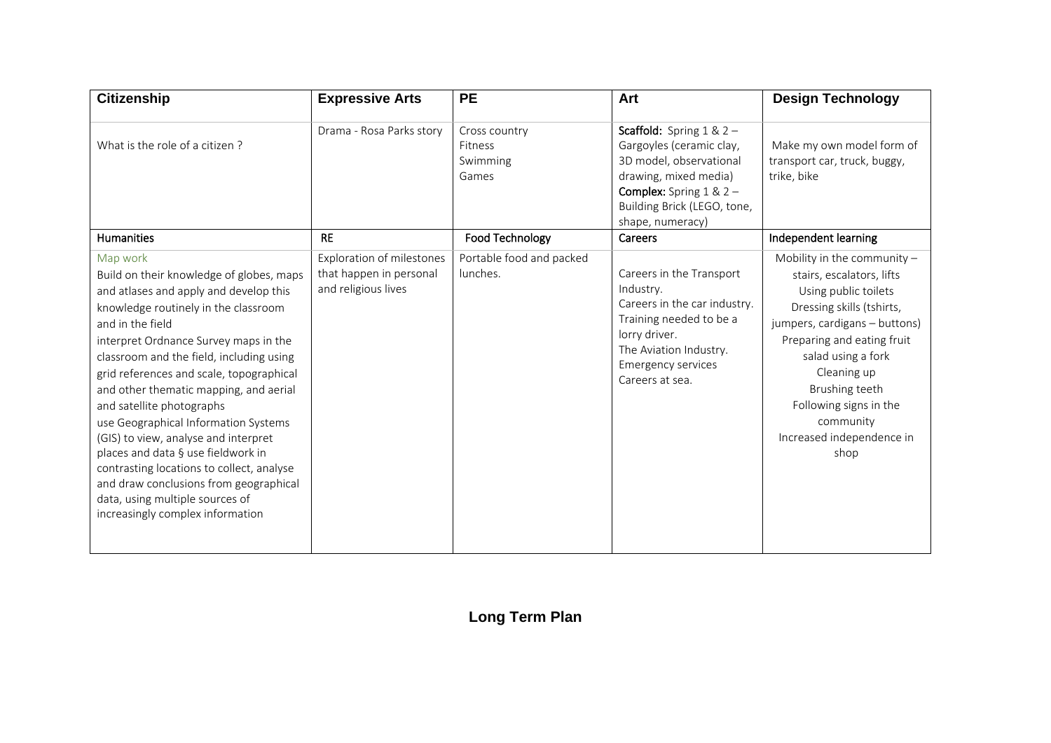| Citizenship | Expressive Arts | PE | Art | Design Technology |
|---|---|---|---|---|
| What is the role of a citizen ? | Drama - Rosa Parks story | Cross country<br>Fitness<br>Swimming<br>Games | **Scaffold:** Spring 1 & 2 – Gargoyles (ceramic clay, 3D model, observational drawing, mixed media)<br>**Complex:** Spring 1 & 2 – Building Brick (LEGO, tone, shape, numeracy) | Make my own model form of transport car, truck, buggy, trike, bike |
| **Humanities** | **RE** | **Food Technology** | **Careers** | **Independent learning** |
| Map work<br>Build on their knowledge of globes, maps and atlases and apply and develop this knowledge routinely in the classroom and in the field<br>interpret Ordnance Survey maps in the classroom and the field, including using grid references and scale, topographical and other thematic mapping, and aerial and satellite photographs<br>use Geographical Information Systems (GIS) to view, analyse and interpret places and data § use fieldwork in contrasting locations to collect, analyse and draw conclusions from geographical data, using multiple sources of increasingly complex information | Exploration of milestones that happen in personal and religious lives | Portable food and packed lunches. | Careers in the Transport Industry.<br>Careers in the car industry.<br>Training needed to be a lorry driver.<br>The Aviation Industry.<br>Emergency services<br>Careers at sea. | Mobility in the community – stairs, escalators, lifts<br>Using public toilets<br>Dressing skills (tshirts, jumpers, cardigans – buttons)<br>Preparing and eating fruit salad using a fork<br>Cleaning up<br>Brushing teeth<br>Following signs in the community<br>Increased independence in shop |

**Long Term Plan**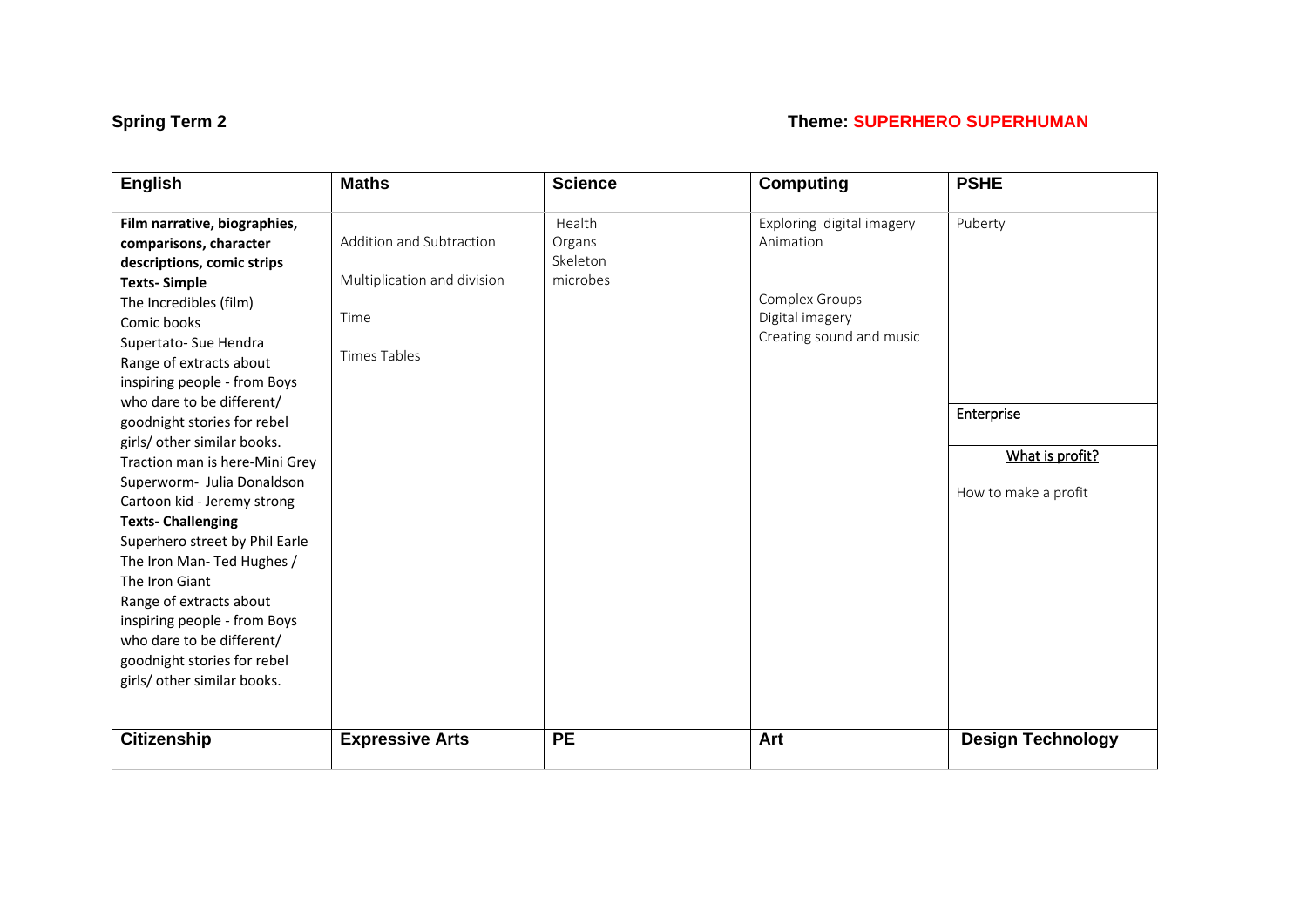**Spring Term 2** **Theme: SUPERHERO SUPERHUMAN**

| English | Maths | Science | Computing | PSHE |
|---|---|---|---|---|
| **Film narrative, biographies, comparisons, character descriptions, comic strips**<br>**Texts- Simple**<br>The Incredibles (film)<br>Comic books<br>Supertato- Sue Hendra<br>Range of extracts about inspiring people - from Boys who dare to be different/ goodnight stories for rebel girls/ other similar books.<br>Traction man is here-Mini Grey<br>Superworm- Julia Donaldson<br>Cartoon kid - Jeremy strong<br>**Texts- Challenging**<br>Superhero street by Phil Earle<br>The Iron Man- Ted Hughes / The Iron Giant<br>Range of extracts about inspiring people - from Boys who dare to be different/ goodnight stories for rebel girls/ other similar books. | Addition and Subtraction<br><br>Multiplication and division<br><br>Time<br><br>Times Tables | Health<br>Organs<br>Skeleton<br>microbes | Exploring digital imagery<br>Animation<br><br>Complex Groups<br>Digital imagery<br>Creating sound and music | Puberty<br><br>**Enterprise**<br><br><u>What is profit?</u><br><br>How to make a profit |
| **Citizenship** | **Expressive Arts** | **PE** | **Art** | **Design Technology** |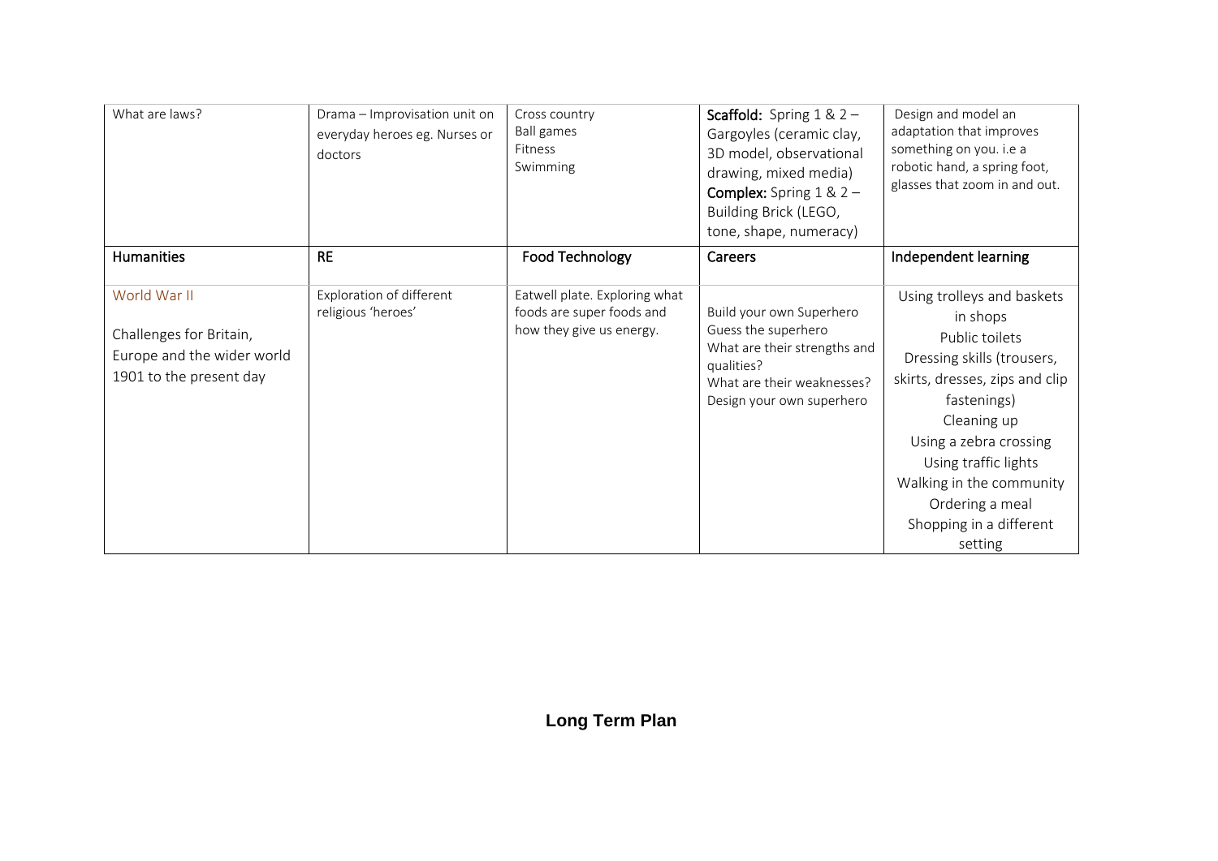| What are laws? | Drama – Improvisation unit on everyday heroes eg. Nurses or doctors | Cross country<br>Ball games<br>Fitness<br>Swimming | **Scaffold:** Spring 1 & 2 – Gargoyles (ceramic clay, 3D model, observational drawing, mixed media)<br>**Complex:** Spring 1 & 2 – Building Brick (LEGO, tone, shape, numeracy) | Design and model an adaptation that improves something on you. i.e a robotic hand, a spring foot, glasses that zoom in and out. |
|---|---|---|---|---|
| **Humanities** | **RE** | **Food Technology** | **Careers** | **Independent learning** |
| World War II<br><br>Challenges for Britain, Europe and the wider world 1901 to the present day | Exploration of different religious 'heroes' | Eatwell plate. Exploring what foods are super foods and how they give us energy. | Build your own Superhero<br>Guess the superhero<br>What are their strengths and qualities?<br>What are their weaknesses?<br>Design your own superhero | Using trolleys and baskets in shops<br>Public toilets<br>Dressing skills (trousers, skirts, dresses, zips and clip fastenings)<br>Cleaning up<br>Using a zebra crossing<br>Using traffic lights<br>Walking in the community<br>Ordering a meal<br>Shopping in a different setting |

**Long Term Plan**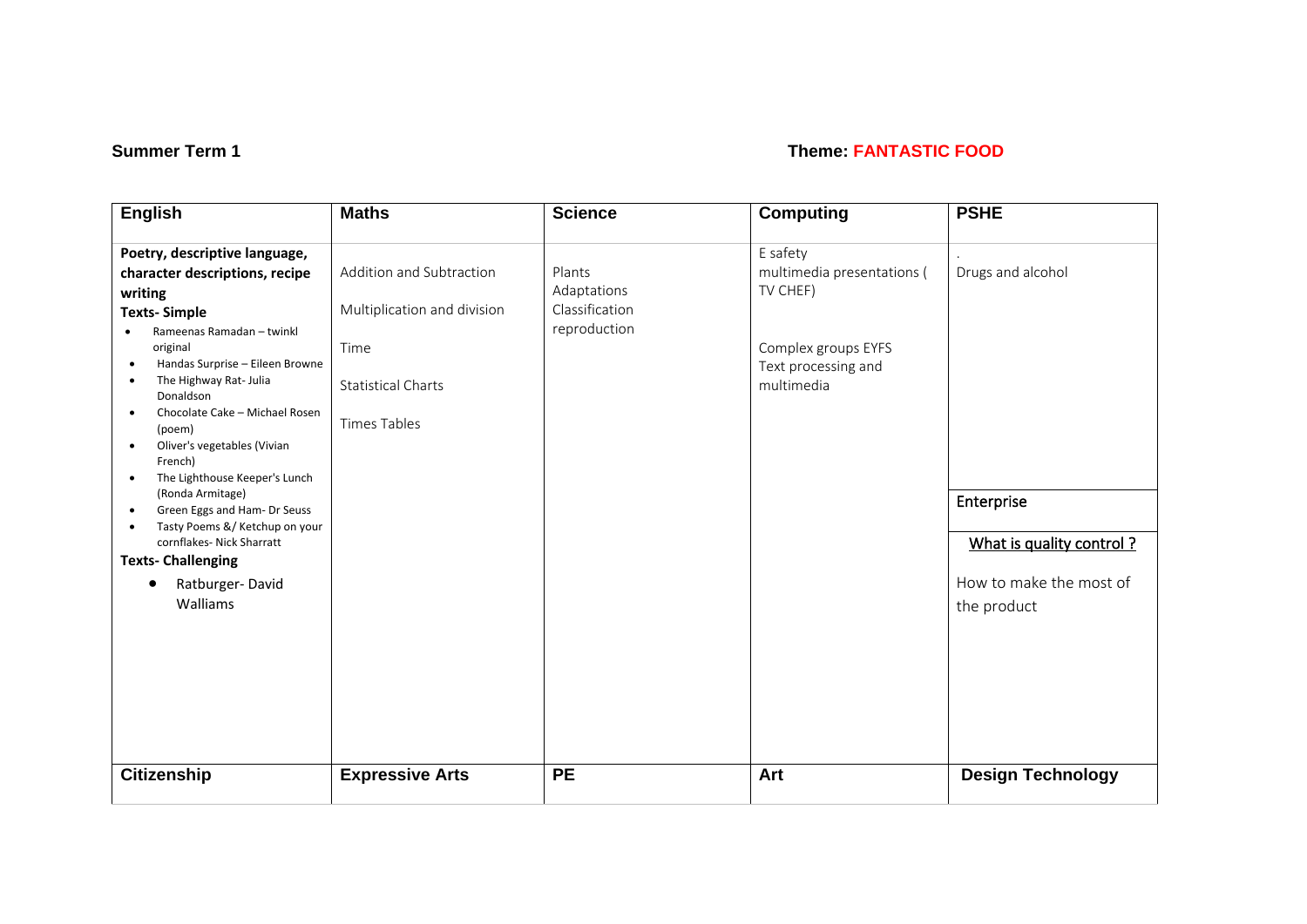**Summer Term 1** **Theme: FANTASTIC FOOD**

| English | Maths | Science | Computing | PSHE |
|---|---|---|---|---|
| **Poetry, descriptive language, character descriptions, recipe writing**<br>**Texts- Simple**<br>• Rameenas Ramadan – twinkl original<br>• Handas Surprise – Eileen Browne<br>• The Highway Rat- Julia Donaldson<br>• Chocolate Cake – Michael Rosen (poem)<br>• Oliver's vegetables (Vivian French)<br>• The Lighthouse Keeper's Lunch (Ronda Armitage)<br>• Green Eggs and Ham- Dr Seuss<br>• Tasty Poems &/ Ketchup on your cornflakes- Nick Sharratt<br>**Texts- Challenging**<br>• Ratburger- David Walliams | Addition and Subtraction<br><br>Multiplication and division<br><br>Time<br><br>Statistical Charts<br><br>Times Tables | Plants<br>Adaptations<br>Classification<br>reproduction | E safety<br>multimedia presentations ( TV CHEF)<br><br>Complex groups EYFS<br>Text processing and multimedia | .<br>Drugs and alcohol<br><br>**Enterprise**<br><br><u>What is quality control ?</u><br><br>How to make the most of the product |
| **Citizenship** | **Expressive Arts** | **PE** | **Art** | **Design Technology** |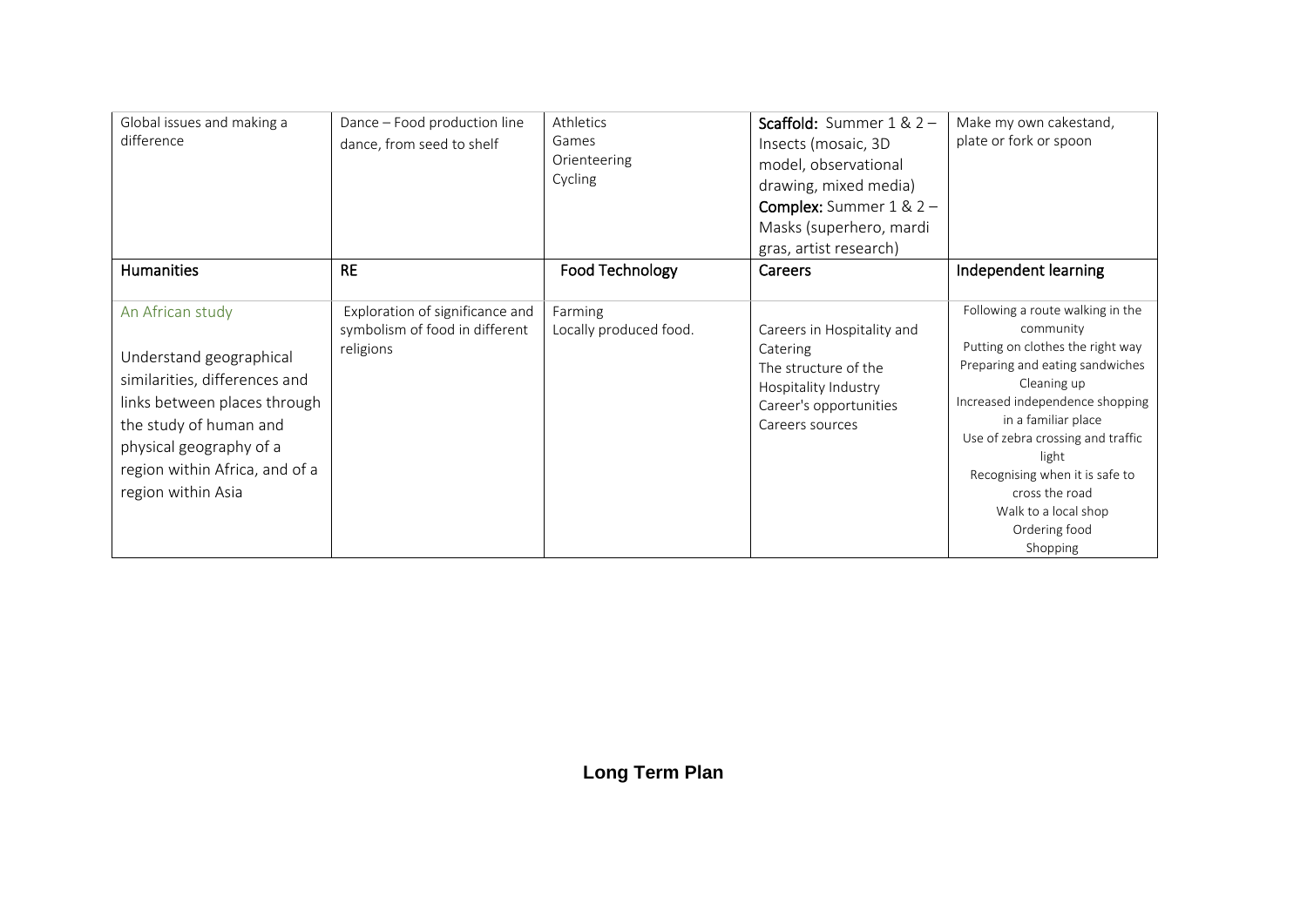| Global issues and making a difference | Dance – Food production line dance, from seed to shelf | Athletics<br>Games<br>Orienteering<br>Cycling | **Scaffold:** Summer 1 & 2 – Insects (mosaic, 3D model, observational drawing, mixed media)<br>**Complex:** Summer 1 & 2 – Masks (superhero, mardi gras, artist research) | Make my own cakestand, plate or fork or spoon |
|---|---|---|---|---|
| **Humanities** | **RE** | **Food Technology** | **Careers** | **Independent learning** |
| An African study<br><br>Understand geographical similarities, differences and links between places through the study of human and physical geography of a region within Africa, and of a region within Asia | Exploration of significance and symbolism of food in different religions | Farming<br>Locally produced food. | Careers in Hospitality and Catering<br>The structure of the Hospitality Industry<br>Career's opportunities<br>Careers sources | Following a route walking in the community<br>Putting on clothes the right way<br>Preparing and eating sandwiches<br>Cleaning up<br>Increased independence shopping in a familiar place<br>Use of zebra crossing and traffic light<br>Recognising when it is safe to cross the road<br>Walk to a local shop<br>Ordering food<br>Shopping |

**Long Term Plan**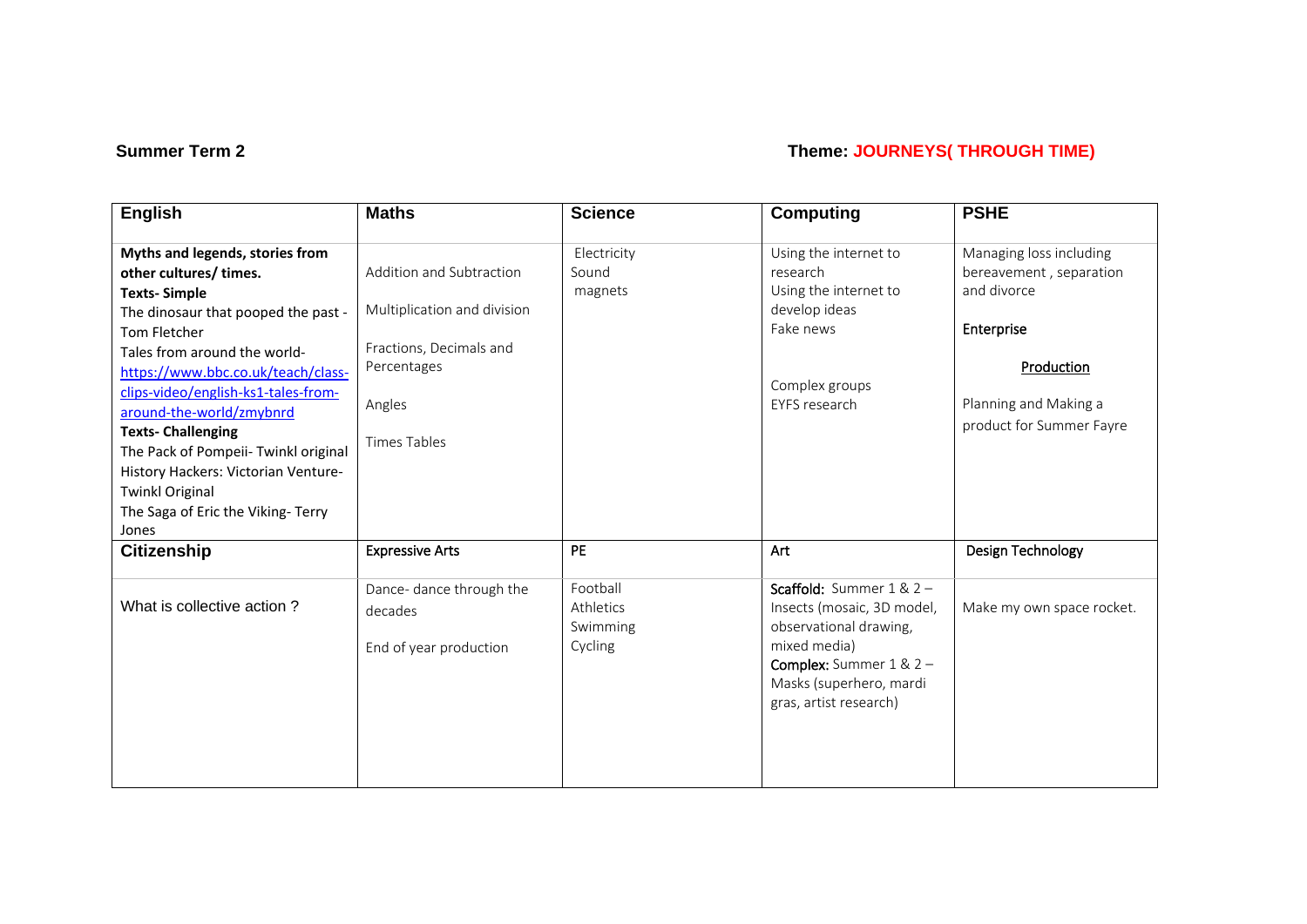**Summer Term 2** **Theme: JOURNEYS( THROUGH TIME)**

| English | Maths | Science | Computing | PSHE |
|---|---|---|---|---|
| **Myths and legends, stories from other cultures/ times.**<br>**Texts- Simple**<br>The dinosaur that pooped the past - Tom Fletcher<br>Tales from around the world- https://www.bbc.co.uk/teach/class-clips-video/english-ks1-tales-from-around-the-world/zmybnrd<br>**Texts- Challenging**<br>The Pack of Pompeii- Twinkl original<br>History Hackers: Victorian Venture- Twinkl Original<br>The Saga of Eric the Viking- Terry Jones | Addition and Subtraction<br><br>Multiplication and division<br><br>Fractions, Decimals and Percentages<br><br>Angles<br><br>Times Tables | Electricity<br>Sound<br>magnets | Using the internet to research<br>Using the internet to develop ideas<br>Fake news<br><br>Complex groups<br>EYFS research | Managing loss including bereavement , separation and divorce<br><br>**Enterprise**<br><br>**Production**<br><br>Planning and Making a product for Summer Fayre |
| **Citizenship** | **Expressive Arts** | **PE** | **Art** | **Design Technology** |
| What is collective action ? | Dance- dance through the decades<br><br>End of year production | Football<br>Athletics<br>Swimming<br>Cycling | **Scaffold:** Summer 1 & 2 – Insects (mosaic, 3D model, observational drawing, mixed media)<br>**Complex:** Summer 1 & 2 – Masks (superhero, mardi gras, artist research) | Make my own space rocket. |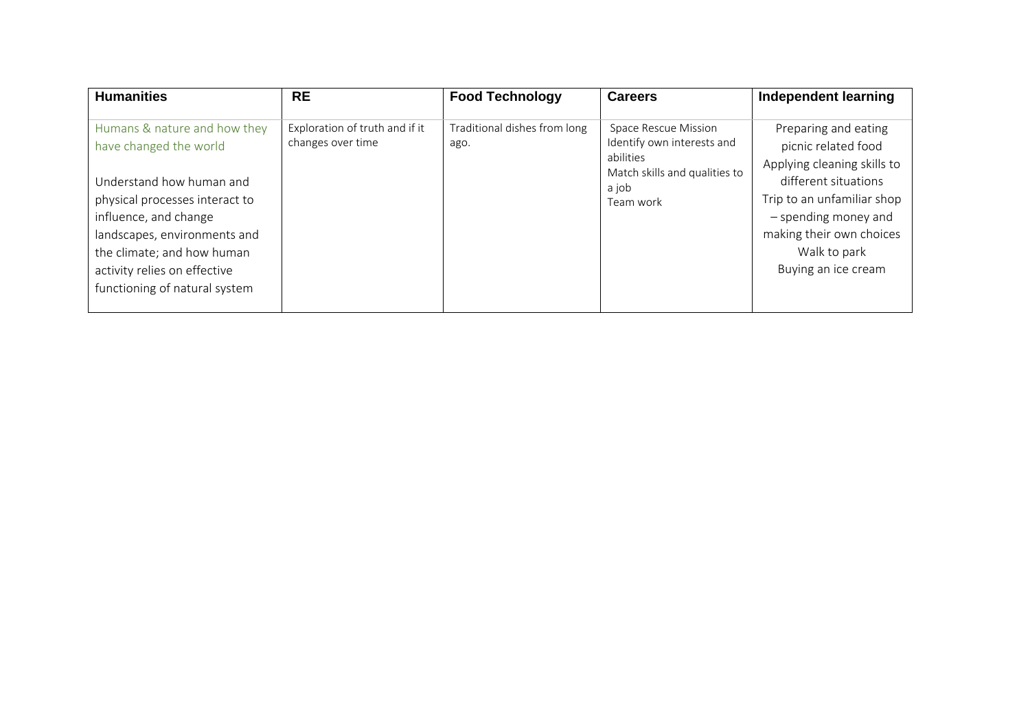| Humanities | RE | Food Technology | Careers | Independent learning |
|---|---|---|---|---|
| Humans & nature and how they have changed the world<br><br>Understand how human and physical processes interact to influence, and change landscapes, environments and the climate; and how human activity relies on effective functioning of natural system | Exploration of truth and if it changes over time | Traditional dishes from long ago. | Space Rescue Mission<br>Identify own interests and abilities<br>Match skills and qualities to a job<br>Team work | Preparing and eating picnic related food<br>Applying cleaning skills to different situations<br>Trip to an unfamiliar shop – spending money and making their own choices<br>Walk to park<br>Buying an ice cream |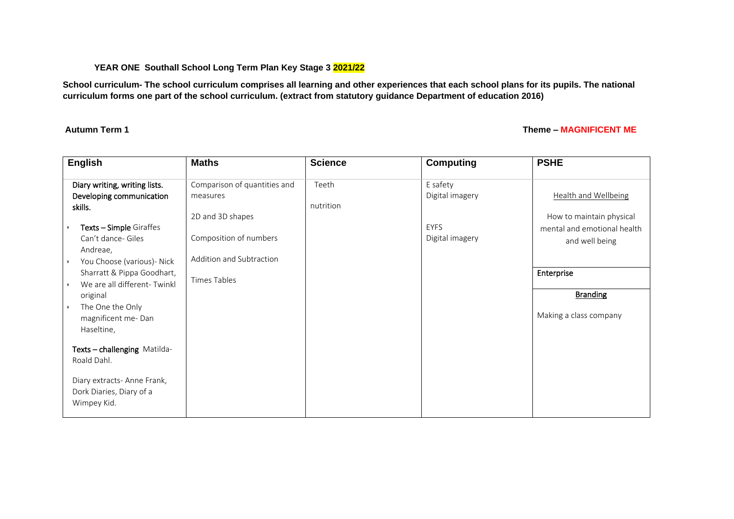**YEAR ONE Southall School Long Term Plan Key Stage 3 2021/22**

**School curriculum- The school curriculum comprises all learning and other experiences that each school plans for its pupils. The national curriculum forms one part of the school curriculum. (extract from statutory guidance Department of education 2016)**

**Autumn Term 1** **Theme – MAGNIFICENT ME**

| **English** | **Maths** | **Science** | **Computing** | **PSHE** |
|---|---|---|---|---|
| Diary writing, writing lists. Developing communication skills.<br><br>• **Texts – Simple** Giraffes Can't dance- Giles Andreae,<br>• You Choose (various)- Nick Sharratt & Pippa Goodhart,<br>• We are all different- Twinkl original<br>• The One the Only magnificent me- Dan Haseltine,<br><br>**Texts – challenging** Matilda- Roald Dahl.<br><br>Diary extracts- Anne Frank, Dork Diaries, Diary of a Wimpey Kid. | Comparison of quantities and measures<br><br>2D and 3D shapes<br><br>Composition of numbers<br><br>Addition and Subtraction<br><br>Times Tables | Teeth<br><br>nutrition | E safety<br>Digital imagery<br><br>EYFS<br>Digital imagery | Health and Wellbeing<br><br>How to maintain physical mental and emotional health and well being<br><br>**Enterprise**<br><br>**Branding**<br><br>Making a class company |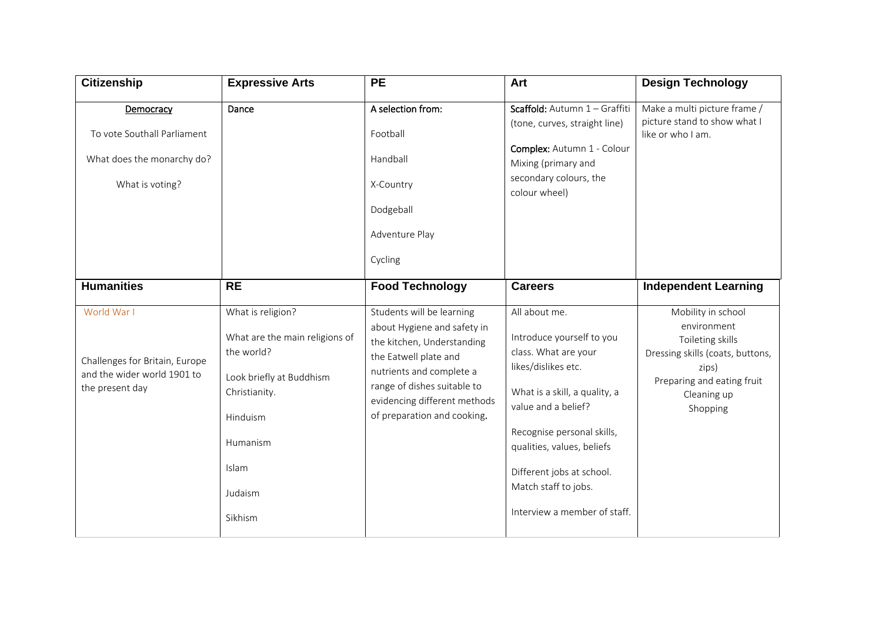| Citizenship | Expressive Arts | PE | Art | Design Technology |
|---|---|---|---|---|
| **Democracy**<br><br>To vote Southall Parliament<br><br>What does the monarchy do?<br><br>What is voting? | Dance | A selection from:<br><br>Football<br><br>Handball<br><br>X-Country<br><br>Dodgeball<br><br>Adventure Play<br><br>Cycling | **Scaffold:** Autumn 1 – Graffiti (tone, curves, straight line)<br><br>**Complex:** Autumn 1 - Colour Mixing (primary and secondary colours, the colour wheel) | Make a multi picture frame / picture stand to show what I like or who I am. |

| Humanities | RE | Food Technology | Careers | Independent Learning |
|---|---|---|---|---|
| World War I<br><br>Challenges for Britain, Europe and the wider world 1901 to the present day | What is religion?<br><br>What are the main religions of the world?<br><br>Look briefly at Buddhism Christianity.<br><br>Hinduism<br><br>Humanism<br><br>Islam<br><br>Judaism<br><br>Sikhism | Students will be learning about Hygiene and safety in the kitchen, Understanding the Eatwell plate and nutrients and complete a range of dishes suitable to evidencing different methods of preparation and cooking. | All about me.<br><br>Introduce yourself to you class. What are your likes/dislikes etc.<br><br>What is a skill, a quality, a value and a belief?<br><br>Recognise personal skills, qualities, values, beliefs<br><br>Different jobs at school. Match staff to jobs.<br><br>Interview a member of staff. | Mobility in school environment<br>Toileting skills<br>Dressing skills (coats, buttons, zips)<br>Preparing and eating fruit<br>Cleaning up<br>Shopping |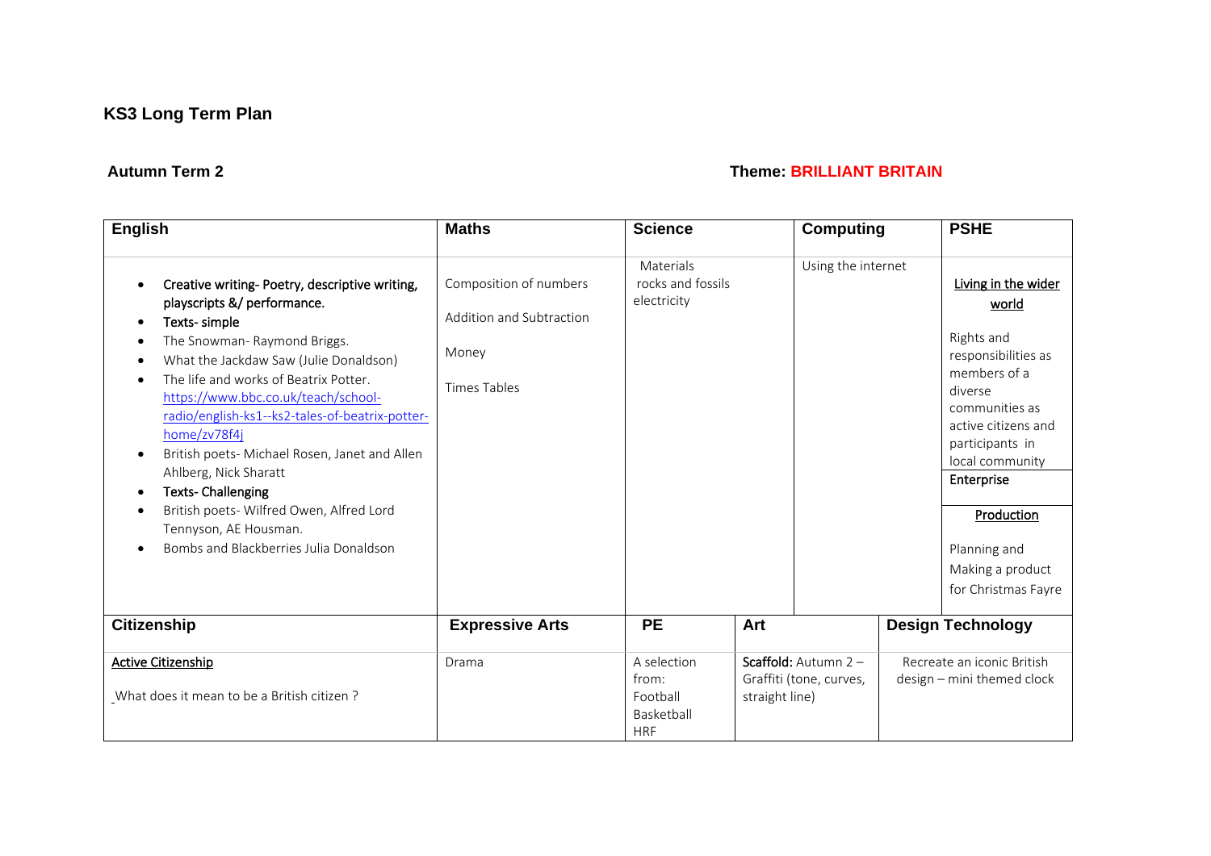# KS3 Long Term Plan

**Autumn Term 2** — **Theme: BRILLIANT BRITAIN**

| English | Maths | Science | Computing | PSHE |
|---|---|---|---|---|
| <ul><li>**Creative writing- Poetry, descriptive writing, playscripts &/ performance.**</li><li>**Texts- simple**</li><li>The Snowman- Raymond Briggs.</li><li>What the Jackdaw Saw (Julie Donaldson)</li><li>The life and works of Beatrix Potter. https://www.bbc.co.uk/teach/school-radio/english-ks1--ks2-tales-of-beatrix-potter-home/zv78f4j</li><li>British poets- Michael Rosen, Janet and Allen Ahlberg, Nick Sharatt</li><li>**Texts- Challenging**</li><li>British poets- Wilfred Owen, Alfred Lord Tennyson, AE Housman.</li><li>Bombs and Blackberries Julia Donaldson</li></ul> | Composition of numbers<br><br>Addition and Subtraction<br><br>Money<br><br>Times Tables | Materials<br>rocks and fossils<br>electricity | Using the internet | <u>Living in the wider world</u><br><br>Rights and responsibilities as members of a diverse communities as active citizens and participants in local community<br>**Enterprise**<br><br><u>Production</u><br><br>Planning and Making a product for Christmas Fayre |

| Citizenship | Expressive Arts | PE | Art | Design Technology |
|---|---|---|---|---|
| <u>Active Citizenship</u><br><br>What does it mean to be a British citizen ? | Drama | A selection from:<br>Football<br>Basketball<br>HRF | **Scaffold:** Autumn 2 – Graffiti (tone, curves, straight line) | Recreate an iconic British design – mini themed clock |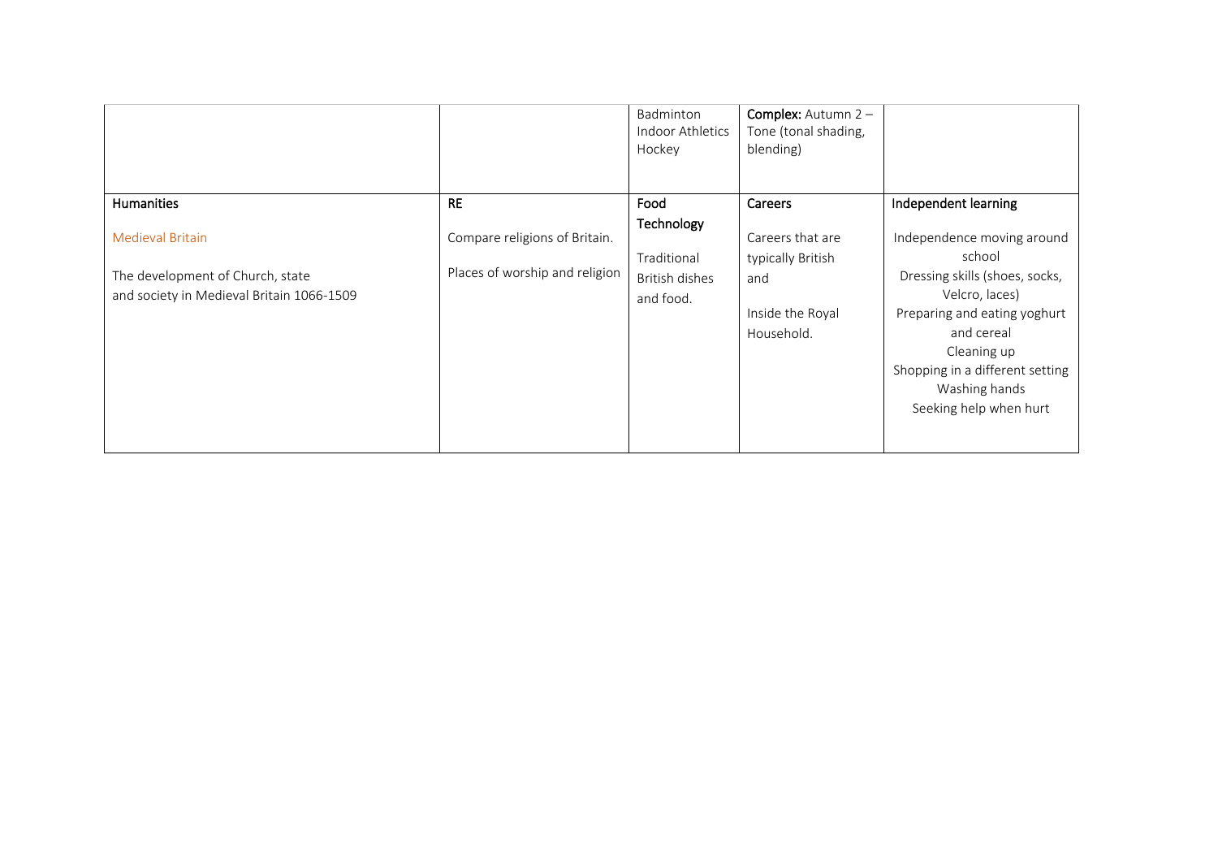| | | | | |
|---|---|---|---|---|
| | | Badminton<br>Indoor Athletics<br>Hockey | **Complex:** Autumn 2 – Tone (tonal shading, blending) | |
| **Humanities**<br><br>Medieval Britain<br><br>The development of Church, state and society in Medieval Britain 1066-1509 | **RE**<br><br>Compare religions of Britain.<br><br>Places of worship and religion | **Food Technology**<br><br>Traditional British dishes and food. | **Careers**<br><br>Careers that are typically British and<br><br>Inside the Royal Household. | **Independent learning**<br><br>Independence moving around school<br>Dressing skills (shoes, socks, Velcro, laces)<br>Preparing and eating yoghurt and cereal<br>Cleaning up<br>Shopping in a different setting<br>Washing hands<br>Seeking help when hurt |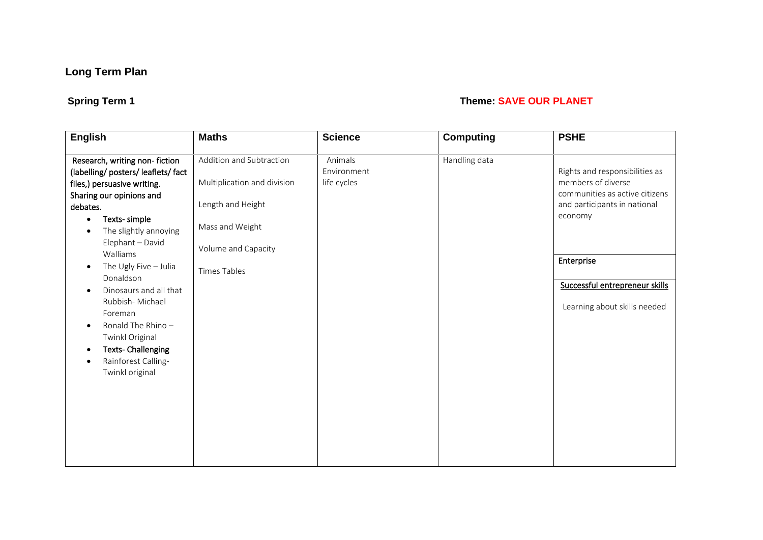## Long Term Plan

**Spring Term 1** **Theme: SAVE OUR PLANET**

| English | Maths | Science | Computing | PSHE |
|---|---|---|---|---|
| Research, writing non- fiction (labelling/ posters/ leaflets/ fact files,) persuasive writing. Sharing our opinions and debates.<br>• Texts- simple<br>• The slightly annoying Elephant – David Walliams<br>• The Ugly Five – Julia Donaldson<br>• Dinosaurs and all that Rubbish- Michael Foreman<br>• Ronald The Rhino – Twinkl Original<br>• Texts- Challenging<br>• Rainforest Calling- Twinkl original | Addition and Subtraction<br><br>Multiplication and division<br><br>Length and Height<br><br>Mass and Weight<br><br>Volume and Capacity<br><br>Times Tables | Animals<br>Environment<br>life cycles | Handling data | Rights and responsibilities as members of diverse communities as active citizens and participants in national economy<br><br>**Enterprise**<br><br><u>Successful entrepreneur skills</u><br><br>Learning about skills needed |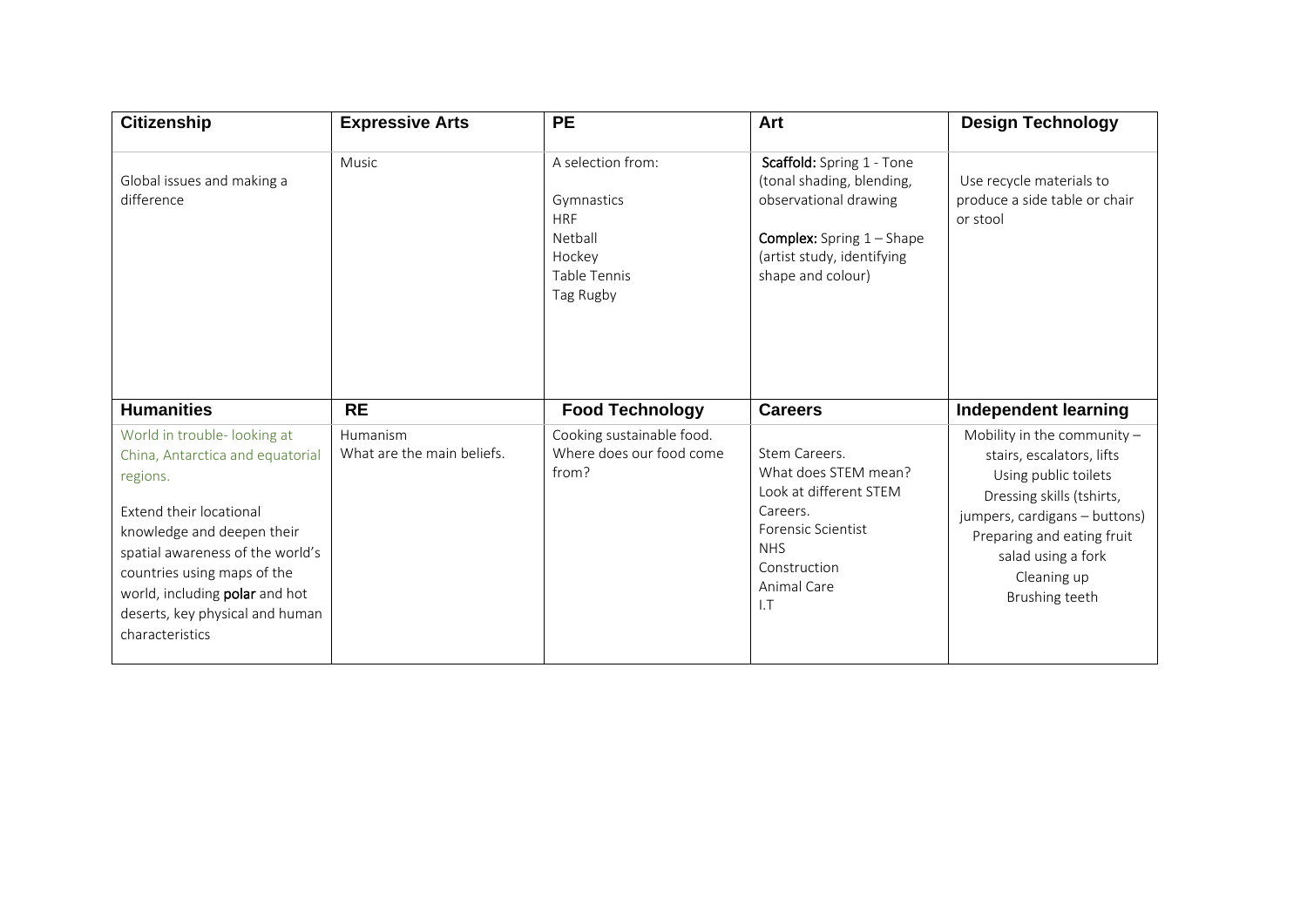| Citizenship | Expressive Arts | PE | Art | Design Technology |
| --- | --- | --- | --- | --- |
| Global issues and making a difference | Music | A selection from:<br><br>Gymnastics<br>HRF<br>Netball<br>Hockey<br>Table Tennis<br>Tag Rugby | **Scaffold:** Spring 1 - Tone (tonal shading, blending, observational drawing<br><br>**Complex:** Spring 1 – Shape (artist study, identifying shape and colour) | Use recycle materials to produce a side table or chair or stool |
| **Humanities** | **RE** | **Food Technology** | **Careers** | **Independent learning** |
| World in trouble- looking at China, Antarctica and equatorial regions.<br><br>Extend their locational knowledge and deepen their spatial awareness of the world's countries using maps of the world, including **polar** and hot deserts, key physical and human characteristics | Humanism<br>What are the main beliefs. | Cooking sustainable food. Where does our food come from? | Stem Careers.<br>What does STEM mean?<br>Look at different STEM Careers.<br>Forensic Scientist<br>NHS<br>Construction<br>Animal Care<br>I.T | Mobility in the community – stairs, escalators, lifts<br>Using public toilets<br>Dressing skills (tshirts, jumpers, cardigans – buttons)<br>Preparing and eating fruit salad using a fork<br>Cleaning up<br>Brushing teeth |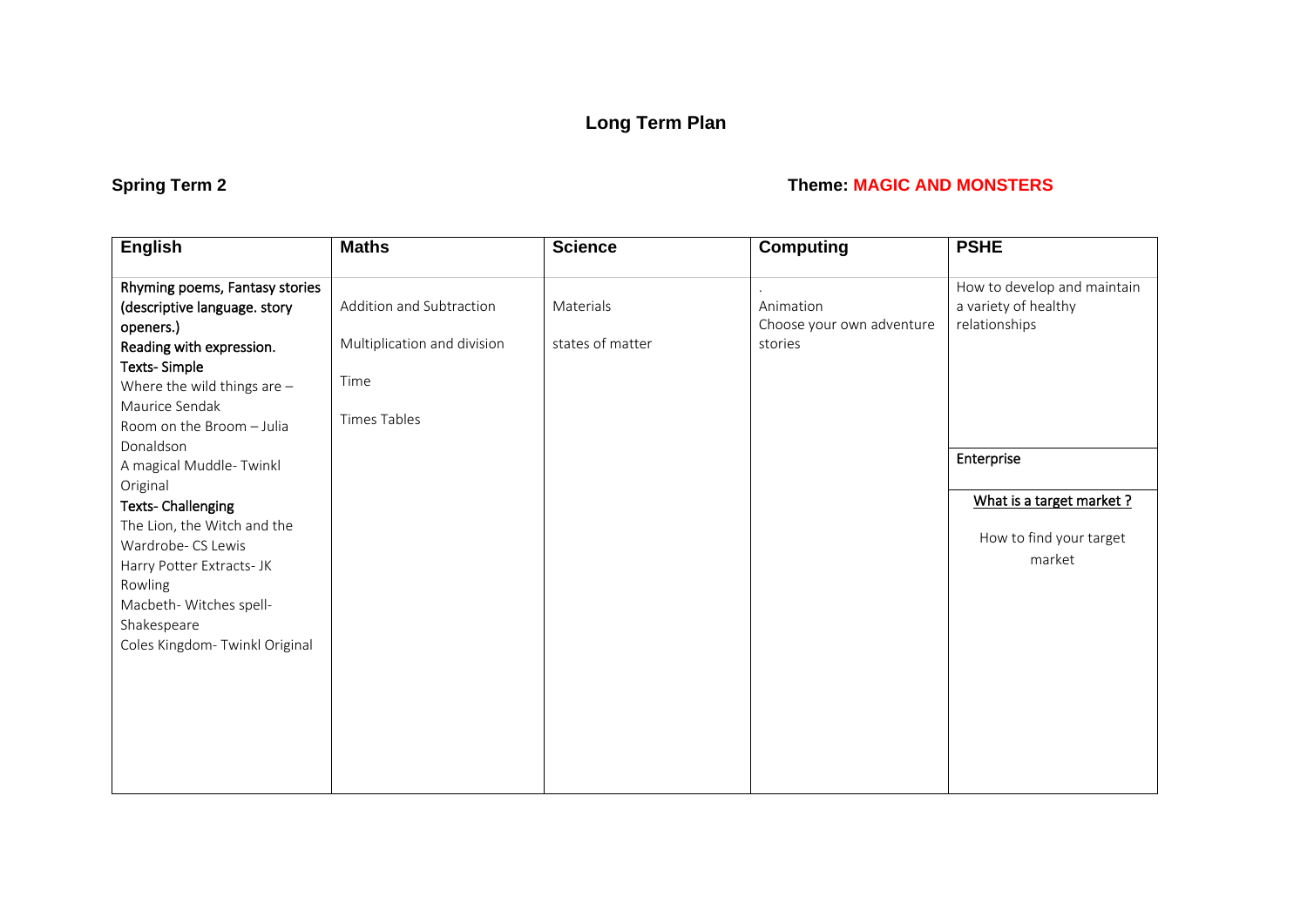# Long Term Plan

**Spring Term 2** **Theme: MAGIC AND MONSTERS**

| English | Maths | Science | Computing | PSHE |
|---|---|---|---|---|
| Rhyming poems, Fantasy stories (descriptive language. story openers.)<br>Reading with expression.<br>Texts- Simple<br>Where the wild things are – Maurice Sendak<br>Room on the Broom – Julia Donaldson<br>A magical Muddle- Twinkl Original<br>Texts- Challenging<br>The Lion, the Witch and the Wardrobe- CS Lewis<br>Harry Potter Extracts- JK Rowling<br>Macbeth- Witches spell- Shakespeare<br>Coles Kingdom- Twinkl Original | Addition and Subtraction<br><br>Multiplication and division<br><br>Time<br><br>Times Tables | Materials<br><br>states of matter | .<br>Animation<br>Choose your own adventure stories | How to develop and maintain a variety of healthy relationships<br><br>**Enterprise**<br><br>What is a target market ?<br><br>How to find your target market |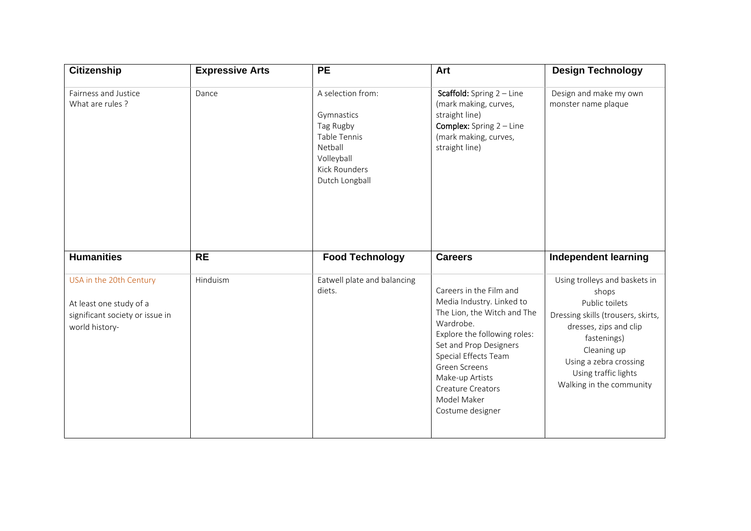| Citizenship | Expressive Arts | PE | Art | Design Technology |
|---|---|---|---|---|
| Fairness and Justice<br>What are rules ? | Dance | A selection from:<br><br>Gymnastics<br>Tag Rugby<br>Table Tennis<br>Netball<br>Volleyball<br>Kick Rounders<br>Dutch Longball | **Scaffold:** Spring 2 – Line (mark making, curves, straight line)<br>**Complex:** Spring 2 – Line (mark making, curves, straight line) | Design and make my own monster name plaque |
| **Humanities** | **RE** | **Food Technology** | **Careers** | **Independent learning** |
| USA in the 20th Century<br><br>At least one study of a significant society or issue in world history- | Hinduism | Eatwell plate and balancing diets. | Careers in the Film and Media Industry. Linked to The Lion, the Witch and The Wardrobe.<br>Explore the following roles:<br>Set and Prop Designers<br>Special Effects Team<br>Green Screens<br>Make-up Artists<br>Creature Creators<br>Model Maker<br>Costume designer | Using trolleys and baskets in shops<br>Public toilets<br>Dressing skills (trousers, skirts, dresses, zips and clip fastenings)<br>Cleaning up<br>Using a zebra crossing<br>Using traffic lights<br>Walking in the community |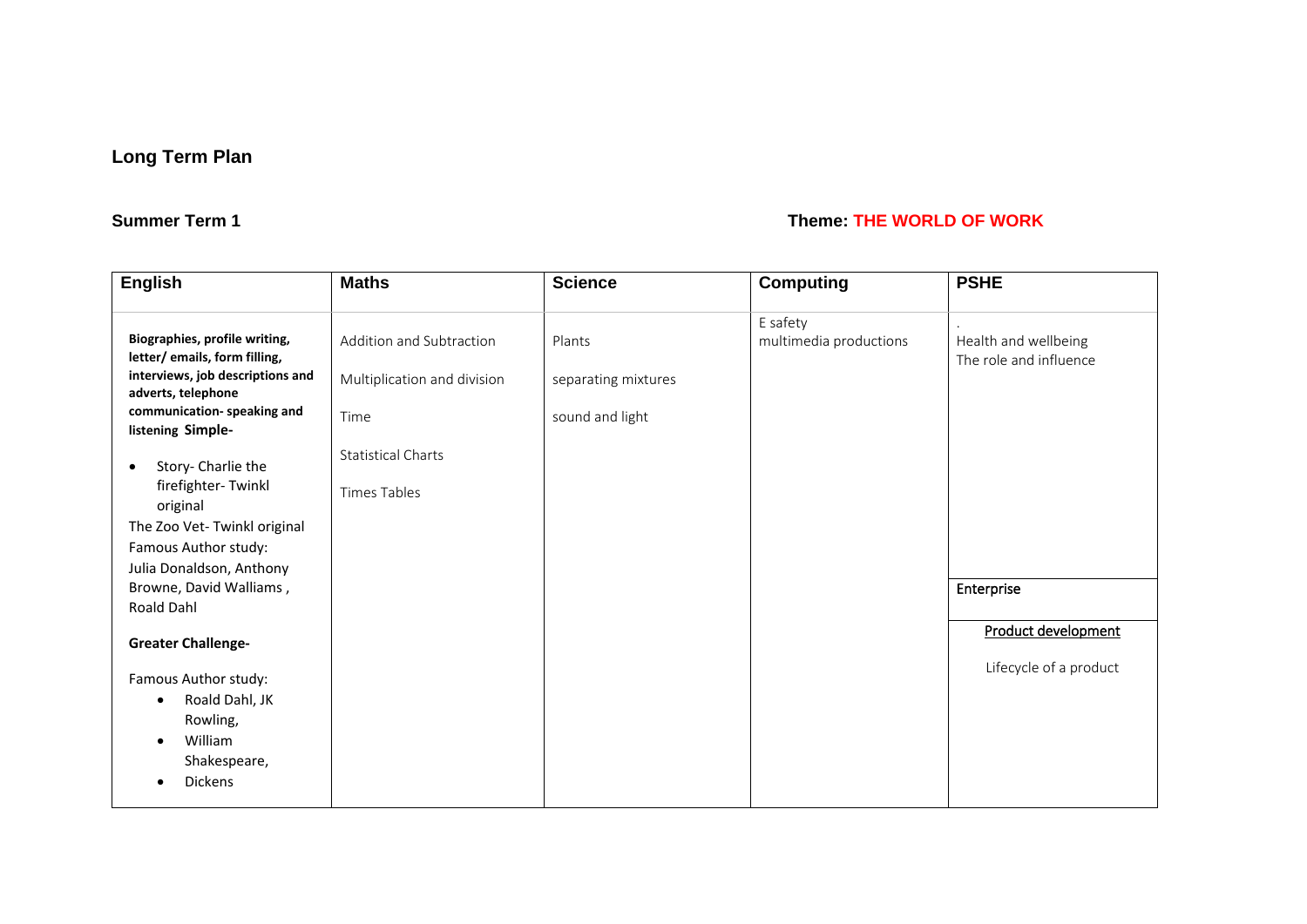# Long Term Plan

**Summer Term 1** **Theme: THE WORLD OF WORK**

| English | Maths | Science | Computing | PSHE |
|---|---|---|---|---|
| **Biographies, profile writing, letter/ emails, form filling, interviews, job descriptions and adverts, telephone communication- speaking and listening Simple-**<br><br>• Story- Charlie the firefighter- Twinkl original<br>The Zoo Vet- Twinkl original<br>Famous Author study: Julia Donaldson, Anthony Browne, David Walliams , Roald Dahl<br><br>**Greater Challenge-**<br><br>Famous Author study:<br>• Roald Dahl, JK Rowling,<br>• William Shakespeare,<br>• Dickens | Addition and Subtraction<br><br>Multiplication and division<br><br>Time<br><br>Statistical Charts<br><br>Times Tables | Plants<br><br>separating mixtures<br><br>sound and light | E safety<br>multimedia productions | .<br>Health and wellbeing<br>The role and influence<br><br>**Enterprise**<br><br>Product development<br><br>Lifecycle of a product |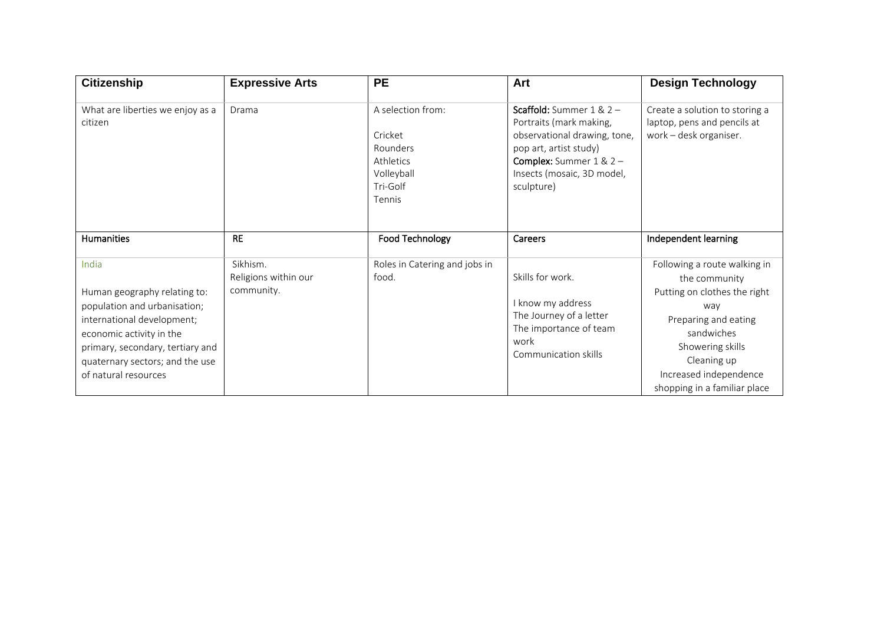| Citizenship | Expressive Arts | PE | Art | Design Technology |
|---|---|---|---|---|
| What are liberties we enjoy as a citizen | Drama | A selection from:<br><br>Cricket<br>Rounders<br>Athletics<br>Volleyball<br>Tri-Golf<br>Tennis | **Scaffold:** Summer 1 & 2 – Portraits (mark making, observational drawing, tone, pop art, artist study)<br>**Complex:** Summer 1 & 2 – Insects (mosaic, 3D model, sculpture) | Create a solution to storing a laptop, pens and pencils at work – desk organiser. |
| **Humanities** | **RE** | **Food Technology** | **Careers** | **Independent learning** |
| India<br><br>Human geography relating to: population and urbanisation; international development; economic activity in the primary, secondary, tertiary and quaternary sectors; and the use of natural resources | Sikhism.<br>Religions within our community. | Roles in Catering and jobs in food. | Skills for work.<br><br>I know my address<br>The Journey of a letter<br>The importance of team work<br>Communication skills | Following a route walking in the community<br>Putting on clothes the right way<br>Preparing and eating sandwiches<br>Showering skills<br>Cleaning up<br>Increased independence shopping in a familiar place |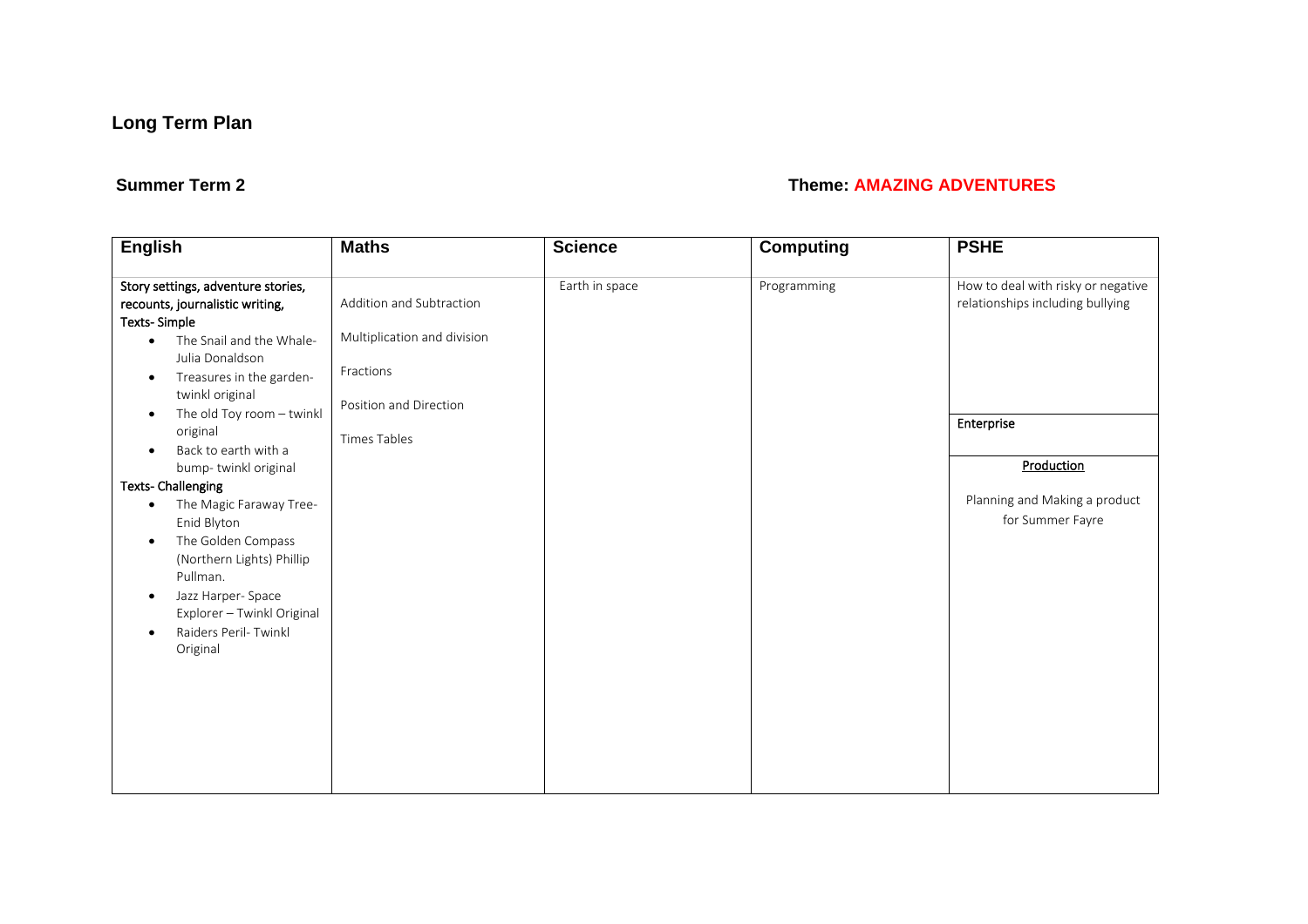## Long Term Plan

**Summer Term 2**

**Theme: AMAZING ADVENTURES**

| English | Maths | Science | Computing | PSHE |
|---|---|---|---|---|
| Story settings, adventure stories, recounts, journalistic writing,<br>**Texts- Simple**<br>• The Snail and the Whale- Julia Donaldson<br>• Treasures in the garden- twinkl original<br>• The old Toy room – twinkl original<br>• Back to earth with a bump- twinkl original<br>**Texts- Challenging**<br>• The Magic Faraway Tree- Enid Blyton<br>• The Golden Compass (Northern Lights) Phillip Pullman.<br>• Jazz Harper- Space Explorer – Twinkl Original<br>• Raiders Peril- Twinkl Original | Addition and Subtraction<br>Multiplication and division<br>Fractions<br>Position and Direction<br>Times Tables | Earth in space | Programming | How to deal with risky or negative relationships including bullying<br>**Enterprise**<br>**Production**<br>Planning and Making a product for Summer Fayre |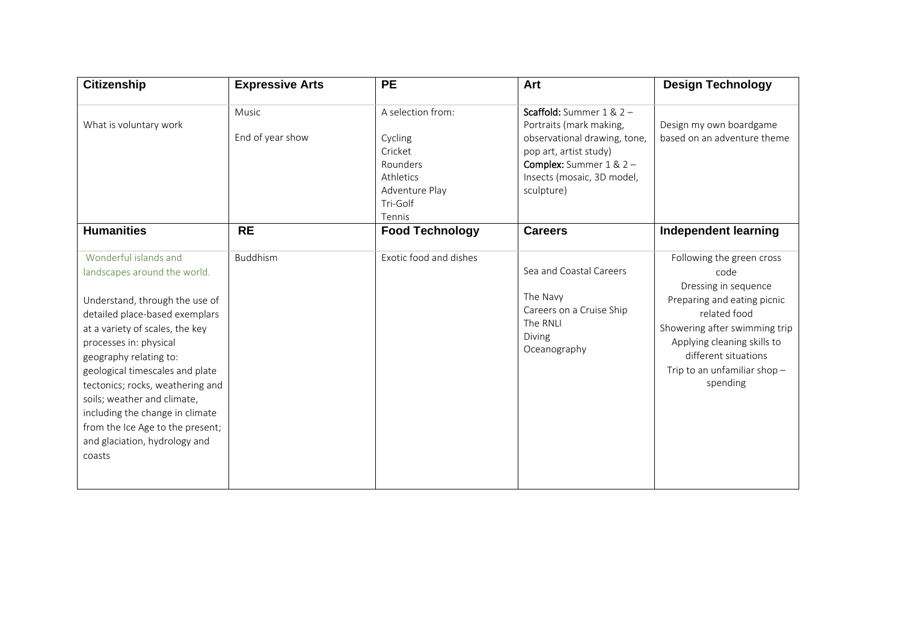| Citizenship | Expressive Arts | PE | Art | Design Technology |
|---|---|---|---|---|
| What is voluntary work | Music<br><br>End of year show | A selection from:<br><br>Cycling<br>Cricket<br>Rounders<br>Athletics<br>Adventure Play<br>Tri-Golf<br>Tennis | **Scaffold:** Summer 1 & 2 – Portraits (mark making, observational drawing, tone, pop art, artist study)<br>**Complex:** Summer 1 & 2 – Insects (mosaic, 3D model, sculpture) | Design my own boardgame based on an adventure theme |
| **Humanities** | **RE** | **Food Technology** | **Careers** | **Independent learning** |
| Wonderful islands and landscapes around the world.<br><br>Understand, through the use of detailed place-based exemplars at a variety of scales, the key processes in: physical geography relating to: geological timescales and plate tectonics; rocks, weathering and soils; weather and climate, including the change in climate from the Ice Age to the present; and glaciation, hydrology and coasts | Buddhism | Exotic food and dishes | Sea and Coastal Careers<br><br>The Navy<br>Careers on a Cruise Ship<br>The RNLI<br>Diving<br>Oceanography | Following the green cross code<br>Dressing in sequence<br>Preparing and eating picnic related food<br>Showering after swimming trip<br>Applying cleaning skills to different situations<br>Trip to an unfamiliar shop – spending |